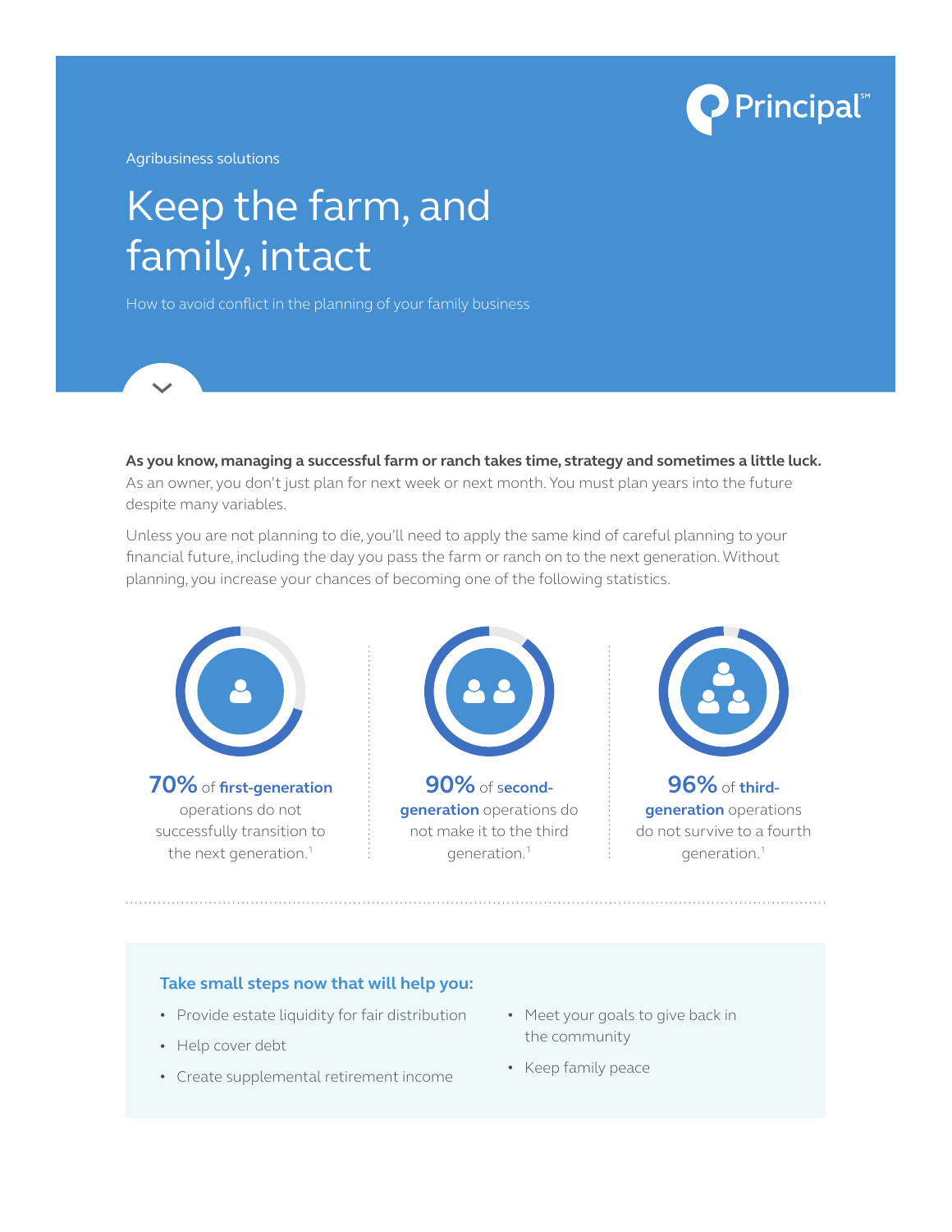Principal℠

Agribusiness solutions

# Keep the farm, and family, intact

How to avoid conflict in the planning of your family business

**As you know, managing a successful farm or ranch takes time, strategy and sometimes a little luck.** As an owner, you don't just plan for next week or next month. You must plan years into the future despite many variables.

Unless you are not planning to die, you'll need to apply the same kind of careful planning to your financial future, including the day you pass the farm or ranch on to the next generation. Without planning, you increase your chances of becoming one of the following statistics.

**70%** of **first-generation** operations do not successfully transition to the next generation.[1]

**90%** of **second-generation** operations do not make it to the third generation.[1]

**96%** of **third-generation** operations do not survive to a fourth generation.[1]

### Take small steps now that will help you:

- Provide estate liquidity for fair distribution
- Help cover debt
- Create supplemental retirement income
- Meet your goals to give back in the community
- Keep family peace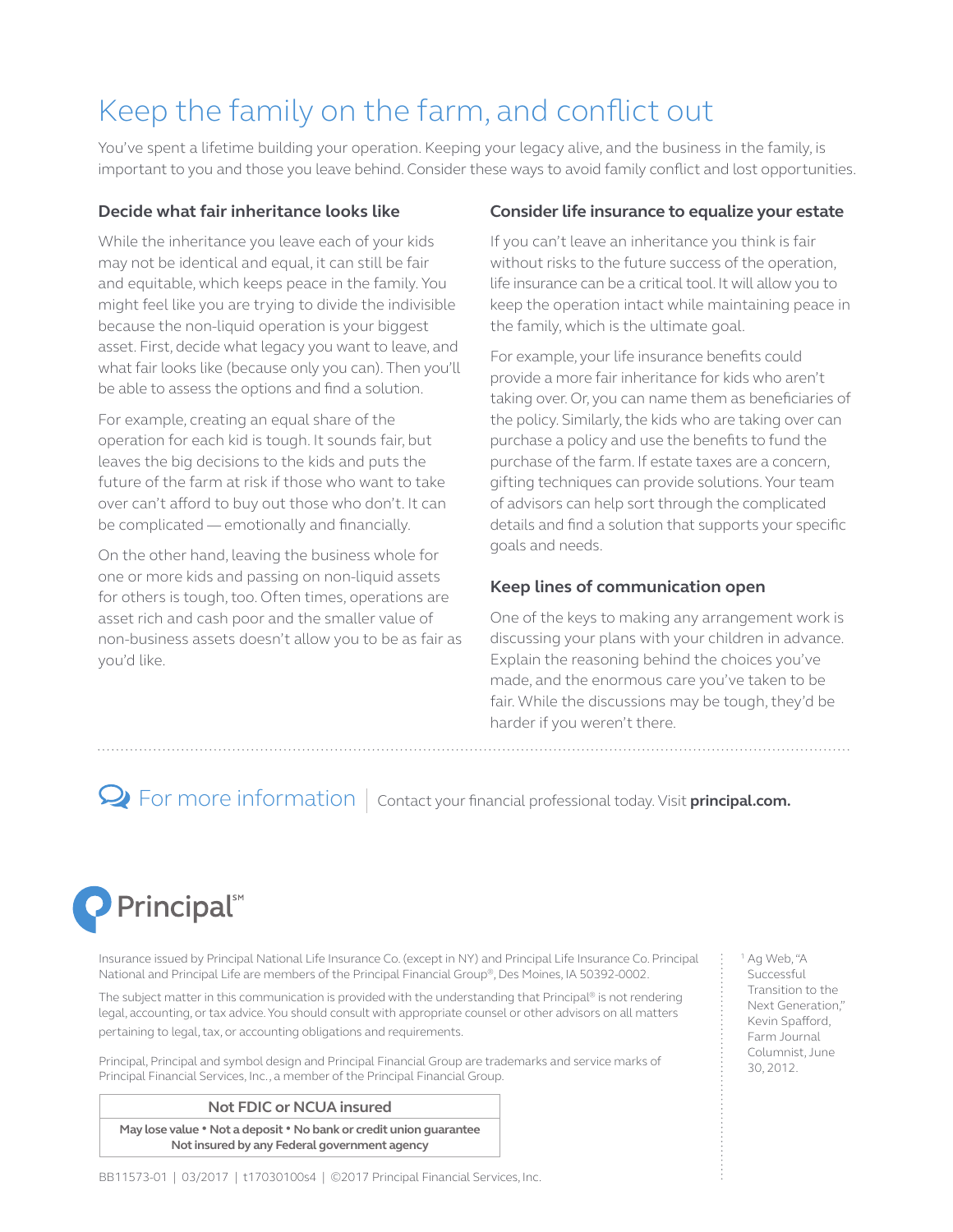# Keep the family on the farm, and conflict out

You've spent a lifetime building your operation. Keeping your legacy alive, and the business in the family, is important to you and those you leave behind. Consider these ways to avoid family conflict and lost opportunities.

### Decide what fair inheritance looks like

While the inheritance you leave each of your kids may not be identical and equal, it can still be fair and equitable, which keeps peace in the family. You might feel like you are trying to divide the indivisible because the non-liquid operation is your biggest asset. First, decide what legacy you want to leave, and what fair looks like (because only you can). Then you'll be able to assess the options and find a solution.

For example, creating an equal share of the operation for each kid is tough. It sounds fair, but leaves the big decisions to the kids and puts the future of the farm at risk if those who want to take over can't afford to buy out those who don't. It can be complicated — emotionally and financially.

On the other hand, leaving the business whole for one or more kids and passing on non-liquid assets for others is tough, too. Often times, operations are asset rich and cash poor and the smaller value of non-business assets doesn't allow you to be as fair as you'd like.

### Consider life insurance to equalize your estate

If you can't leave an inheritance you think is fair without risks to the future success of the operation, life insurance can be a critical tool. It will allow you to keep the operation intact while maintaining peace in the family, which is the ultimate goal.

For example, your life insurance benefits could provide a more fair inheritance for kids who aren't taking over. Or, you can name them as beneficiaries of the policy. Similarly, the kids who are taking over can purchase a policy and use the benefits to fund the purchase of the farm. If estate taxes are a concern, gifting techniques can provide solutions. Your team of advisors can help sort through the complicated details and find a solution that supports your specific goals and needs.

### Keep lines of communication open

One of the keys to making any arrangement work is discussing your plans with your children in advance. Explain the reasoning behind the choices you've made, and the enormous care you've taken to be fair. While the discussions may be tough, they'd be harder if you weren't there.

---

## For more information

Contact your financial professional today. Visit **principal.com.**

Principal℠

Insurance issued by Principal National Life Insurance Co. (except in NY) and Principal Life Insurance Co. Principal National and Principal Life are members of the Principal Financial Group®, Des Moines, IA 50392-0002.

The subject matter in this communication is provided with the understanding that Principal® is not rendering legal, accounting, or tax advice. You should consult with appropriate counsel or other advisors on all matters pertaining to legal, tax, or accounting obligations and requirements.

Principal, Principal and symbol design and Principal Financial Group are trademarks and service marks of Principal Financial Services, Inc., a member of the Principal Financial Group.

| Not FDIC or NCUA insured |
|---|
| **May lose value • Not a deposit • No bank or credit union guarantee Not insured by any Federal government agency** |

BB11573-01 | 03/2017 | t17030100s4 | ©2017 Principal Financial Services, Inc.

[1] Ag Web, "A Successful Transition to the Next Generation," Kevin Spafford, Farm Journal Columnist, June 30, 2012.